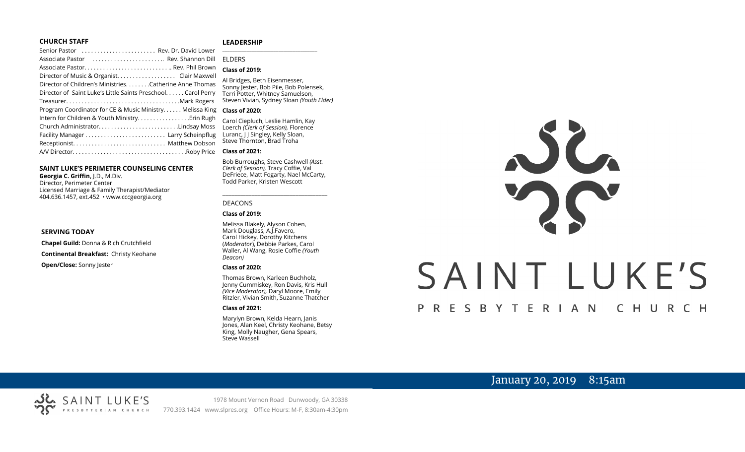## CHURCH STAFF

Senior Pastor ........................ Rev. Dr. David Lower
Associate Pastor ........................ Rev. Shannon Dill
Associate Pastor............................ Rev. Phil Brown
Director of Music & Organist.................. Clair Maxwell
Director of Children's Ministries........Catherine Anne Thomas
Director of Saint Luke's Little Saints Preschool...... Carol Perry
Treasurer....................................Mark Rogers
Program Coordinator for CE & Music Ministry...... Melissa King
Intern for Children & Youth Ministry.................Erin Rugh
Church Administrator..........................Lindsay Moss
Facility Manager .......................... Larry Scheinpflug
Receptionist.............................. Matthew Dobson
A/V Director....................................Roby Price

## SAINT LUKE'S PERIMETER COUNSELING CENTER

**Georgia C. Griffin,** J.D., M.Div.
Director, Perimeter Center
Licensed Marriage & Family Therapist/Mediator
404.636.1457, ext.452 • www.cccgeorgia.org

## SERVING TODAY

**Chapel Guild:** Donna & Rich Crutchfield

**Continental Breakfast:** Christy Keohane

**Open/Close:** Sonny Jester

## LEADERSHIP

ELDERS

**Class of 2019:**

Al Bridges, Beth Eisenmesser, Sonny Jester, Bob Pile, Bob Polensek, Terri Potter, Whitney Samuelson, Steven Vivian, Sydney Sloan *(Youth Elder)*

**Class of 2020:**

Carol Ciepluch, Leslie Hamlin, Kay Loerch *(Clerk of Session),* Florence Luranc, J J Singley, Kelly Sloan, Steve Thornton, Brad Troha

**Class of 2021:**

Bob Burroughs, Steve Cashwell *(Asst. Clerk of Session),* Tracy Coffie, Val DeFriece, Matt Fogarty, Nael McCarty, Todd Parker, Kristen Wescott

DEACONS

**Class of 2019:**

Melissa Blakely, Alyson Cohen, Mark Douglass, A.J.Favero, Carol Hickey, Dorothy Kitchens (*Moderator*), Debbie Parkes, Carol Waller, Al Wang, Rosie Coffie *(Youth Deacon)*

**Class of 2020:**

Thomas Brown, Karleen Buchholz, Jenny Cummiskey, Ron Davis, Kris Hull *(Vice Moderator),* Daryl Moore, Emily Ritzler, Vivian Smith, Suzanne Thatcher

**Class of 2021:**

Marylyn Brown, Kelda Hearn, Janis Jones, Alan Keel, Christy Keohane, Betsy King, Molly Naugher, Gena Spears, Steve Wassell

# SAINT LUKE'S

PRESBYTERIAN CHURCH

January 20, 2019 8:15am

SAINT LUKE'S PRESBYTERIAN CHURCH

1978 Mount Vernon Road Dunwoody, GA 30338
770.393.1424 www.slpres.org Office Hours: M-F, 8:30am-4:30pm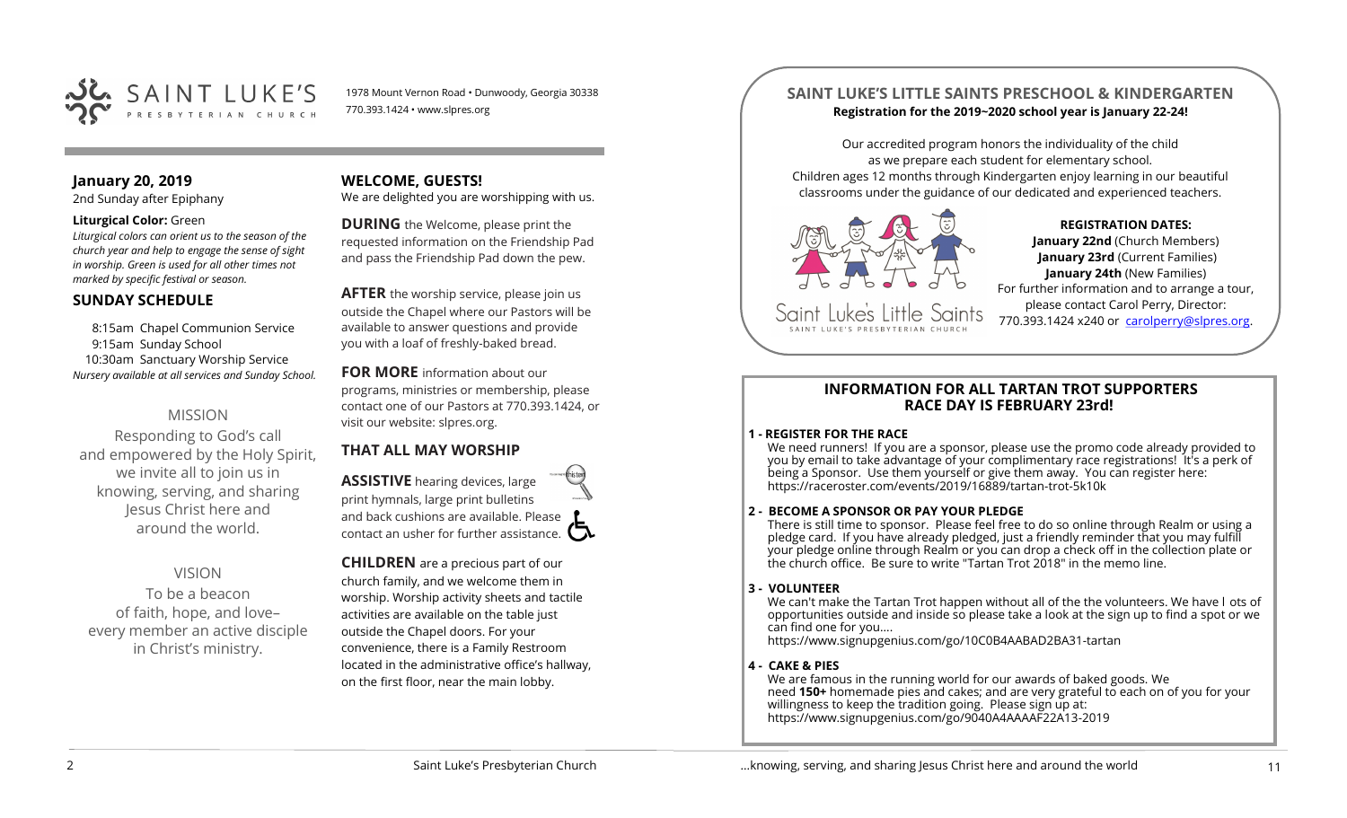SAINT LUKE'S PRESBYTERIAN CHURCH

1978 Mount Vernon Road • Dunwoody, Georgia 30338
770.393.1424 • www.slpres.org

## January 20, 2019

2nd Sunday after Epiphany

**Liturgical Color:** Green

*Liturgical colors can orient us to the season of the church year and help to engage the sense of sight in worship. Green is used for all other times not marked by specific festival or season.*

## SUNDAY SCHEDULE

8:15am Chapel Communion Service
9:15am Sunday School
10:30am Sanctuary Worship Service
*Nursery available at all services and Sunday School.*

### MISSION

Responding to God's call and empowered by the Holy Spirit, we invite all to join us in knowing, serving, and sharing Jesus Christ here and around the world.

### VISION

To be a beacon of faith, hope, and love– every member an active disciple in Christ's ministry.

## WELCOME, GUESTS!

We are delighted you are worshipping with us.

**DURING** the Welcome, please print the requested information on the Friendship Pad and pass the Friendship Pad down the pew.

**AFTER** the worship service, please join us outside the Chapel where our Pastors will be available to answer questions and provide you with a loaf of freshly-baked bread.

**FOR MORE** information about our programs, ministries or membership, please contact one of our Pastors at 770.393.1424, or visit our website: slpres.org.

## THAT ALL MAY WORSHIP

**ASSISTIVE** hearing devices, large print hymnals, large print bulletins and back cushions are available. Please contact an usher for further assistance.

**CHILDREN** are a precious part of our church family, and we welcome them in worship. Worship activity sheets and tactile activities are available on the table just outside the Chapel doors. For your convenience, there is a Family Restroom located in the administrative office's hallway, on the first floor, near the main lobby.

## SAINT LUKE'S LITTLE SAINTS PRESCHOOL & KINDERGARTEN

**Registration for the 2019~2020 school year is January 22-24!**

Our accredited program honors the individuality of the child as we prepare each student for elementary school. Children ages 12 months through Kindergarten enjoy learning in our beautiful classrooms under the guidance of our dedicated and experienced teachers.

**REGISTRATION DATES:**
**January 22nd** (Church Members)
**January 23rd** (Current Families)
**January 24th** (New Families)
For further information and to arrange a tour, please contact Carol Perry, Director: 770.393.1424 x240 or carolperry@slpres.org.

## INFORMATION FOR ALL TARTAN TROT SUPPORTERS RACE DAY IS FEBRUARY 23rd!

**1 - REGISTER FOR THE RACE**
We need runners! If you are a sponsor, please use the promo code already provided to you by email to take advantage of your complimentary race registrations! It's a perk of being a Sponsor. Use them yourself or give them away. You can register here: https://raceroster.com/events/2019/16889/tartan-trot-5k10k

**2 - BECOME A SPONSOR OR PAY YOUR PLEDGE**
There is still time to sponsor. Please feel free to do so online through Realm or using a pledge card. If you have already pledged, just a friendly reminder that you may fulfill your pledge online through Realm or you can drop a check off in the collection plate or the church office. Be sure to write "Tartan Trot 2018" in the memo line.

**3 - VOLUNTEER**
We can't make the Tartan Trot happen without all of the the volunteers. We have l ots of opportunities outside and inside so please take a look at the sign up to find a spot or we can find one for you....
https://www.signupgenius.com/go/10C0B4AABAD2BA31-tartan

**4 - CAKE & PIES**
We are famous in the running world for our awards of baked goods. We need **150+** homemade pies and cakes; and are very grateful to each on of you for your willingness to keep the tradition going. Please sign up at:
https://www.signupgenius.com/go/9040A4AAAAF22A13-2019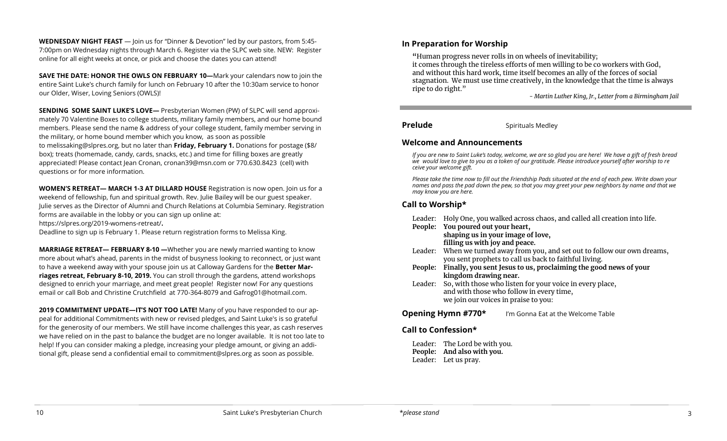**WEDNESDAY NIGHT FEAST** — Join us for "Dinner & Devotion" led by our pastors, from 5:45-7:00pm on Wednesday nights through March 6. Register via the SLPC web site. NEW: Register online for all eight weeks at once, or pick and choose the dates you can attend!

**SAVE THE DATE: HONOR THE OWLS ON FEBRUARY 10—**Mark your calendars now to join the entire Saint Luke's church family for lunch on February 10 after the 10:30am service to honor our Older, Wiser, Loving Seniors (OWLS)!

**SENDING SOME SAINT LUKE'S LOVE—** Presbyterian Women (PW) of SLPC will send approximately 70 Valentine Boxes to college students, military family members, and our home bound members. Please send the name & address of your college student, family member serving in the military, or home bound member which you know, as soon as possible to melissaking@slpres.org, but no later than **Friday, February 1.** Donations for postage ($8/box); treats (homemade, candy, cards, snacks, etc.) and time for filling boxes are greatly appreciated! Please contact Jean Cronan, cronan39@msn.com or 770.630.8423 (cell) with questions or for more information.

**WOMEN'S RETREAT— MARCH 1-3 AT DILLARD HOUSE** Registration is now open. Join us for a weekend of fellowship, fun and spiritual growth. Rev. Julie Bailey will be our guest speaker. Julie serves as the Director of Alumni and Church Relations at Columbia Seminary. Registration forms are available in the lobby or you can sign up online at: https://slpres.org/2019-womens-retreat/**.**
Deadline to sign up is February 1. Please return registration forms to Melissa King.

**MARRIAGE RETREAT— FEBRUARY 8-10 —**Whether you are newly married wanting to know more about what's ahead, parents in the midst of busyness looking to reconnect, or just want to have a weekend away with your spouse join us at Calloway Gardens for the **Better Marriages retreat, February 8-10, 2019.** You can stroll through the gardens, attend workshops designed to enrich your marriage, and meet great people! Register now! For any questions email or call Bob and Christine Crutchfield at 770-364-8079 and Gafrog01@hotmail.com.

**2019 COMMITMENT UPDATE—IT'S NOT TOO LATE!** Many of you have responded to our appeal for additional Commitments with new or revised pledges, and Saint Luke's is so grateful for the generosity of our members. We still have income challenges this year, as cash reserves we have relied on in the past to balance the budget are no longer available. It is not too late to help! If you can consider making a pledge, increasing your pledge amount, or giving an additional gift, please send a confidential email to commitment@slpres.org as soon as possible.

## In Preparation for Worship

"Human progress never rolls in on wheels of inevitability;
it comes through the tireless efforts of men willing to be co workers with God,
and without this hard work, time itself becomes an ally of the forces of social stagnation. We must use time creatively, in the knowledge that the time is always ripe to do right."

*- Martin Luther King, Jr., Letter from a Birmingham Jail*

**Prelude** Spirituals Medley

## Welcome and Announcements

*If you are new to Saint Luke's today, welcome, we are so glad you are here! We have a gift of fresh bread we would love to give to you as a token of our gratitude. Please introduce yourself after worship to receive your welcome gift.*

*Please take the time now to fill out the Friendship Pads situated at the end of each pew. Write down your names and pass the pad down the pew, so that you may greet your pew neighbors by name and that we may know you are here.*

## Call to Worship*

Leader: Holy One, you walked across chaos, and called all creation into life.
**People: You poured out your heart,
shaping us in your image of love,
filling us with joy and peace.**
Leader: When we turned away from you, and set out to follow our own dreams, you sent prophets to call us back to faithful living.
**People: Finally, you sent Jesus to us, proclaiming the good news of your kingdom drawing near.**
Leader: So, with those who listen for your voice in every place,
and with those who follow in every time,
we join our voices in praise to you:

**Opening Hymn #770*** I'm Gonna Eat at the Welcome Table

## Call to Confession*

Leader: The Lord be with you.
**People: And also with you.**
Leader: Let us pray.

*\*please stand*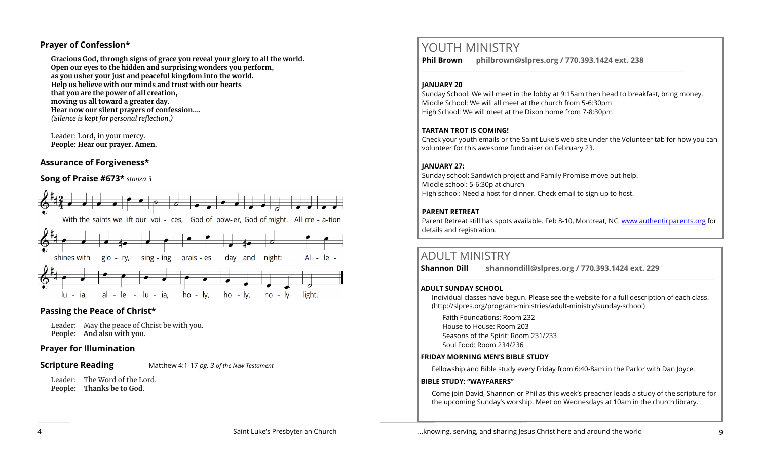## Prayer of Confession*

**Gracious God, through signs of grace you reveal your glory to all the world.**
**Open our eyes to the hidden and surprising wonders you perform,**
**as you usher your just and peaceful kingdom into the world.**
**Help us believe with our minds and trust with our hearts**
**that you are the power of all creation,**
**moving us all toward a greater day.**
**Hear now our silent prayers of confession....**
*(Silence is kept for personal reflection.)*

Leader: Lord, in your mercy.
**People: Hear our prayer. Amen.**

## Assurance of Forgiveness*

## Song of Praise #673* *stanza 3*

With the saints we lift our voi - ces, God of pow-er, God of might. All cre - a-tion shines with glo - ry, sing - ing prais - es day and night: Al - le - lu - ia, al - le - lu - ia, ho - ly, ho - ly, ho - ly light.

## Passing the Peace of Christ*

Leader: May the peace of Christ be with you.
**People: And also with you.**

## Prayer for Illumination

## Scripture Reading

Matthew 4:1-17 *pg. 3 of the New Testament*

Leader: The Word of the Lord.
**People: Thanks be to God.**

# YOUTH MINISTRY

**Phil Brown philbrown@slpres.org / 770.393.1424 ext. 238**

**JANUARY 20**
Sunday School: We will meet in the lobby at 9:15am then head to breakfast, bring money.
Middle School: We will all meet at the church from 5-6:30pm
High School: We will meet at the Dixon home from 7-8:30pm

**TARTAN TROT IS COMING!**
Check your youth emails or the Saint Luke's web site under the Volunteer tab for how you can volunteer for this awesome fundraiser on February 23.

**JANUARY 27:**
Sunday school: Sandwich project and Family Promise move out help.
Middle school: 5-6:30p at church
High school: Need a host for dinner. Check email to sign up to host.

**PARENT RETREAT**
Parent Retreat still has spots available. Feb 8-10, Montreat, NC. www.authenticparents.org for details and registration.

# ADULT MINISTRY

**Shannon Dill shannondill@slpres.org / 770.393.1424 ext. 229**

**ADULT SUNDAY SCHOOL**
Individual classes have begun. Please see the website for a full description of each class. (http://slpres.org/program-ministries/adult-ministry/sunday-school)

Faith Foundations: Room 232
House to House: Room 203
Seasons of the Spirit: Room 231/233
Soul Food: Room 234/236

**FRIDAY MORNING MEN'S BIBLE STUDY**
Fellowship and Bible study every Friday from 6:40-8am in the Parlor with Dan Joyce.

**BIBLE STUDY: "WAYFARERS"**
Come join David, Shannon or Phil as this week's preacher leads a study of the scripture for the upcoming Sunday's worship. Meet on Wednesdays at 10am in the church library.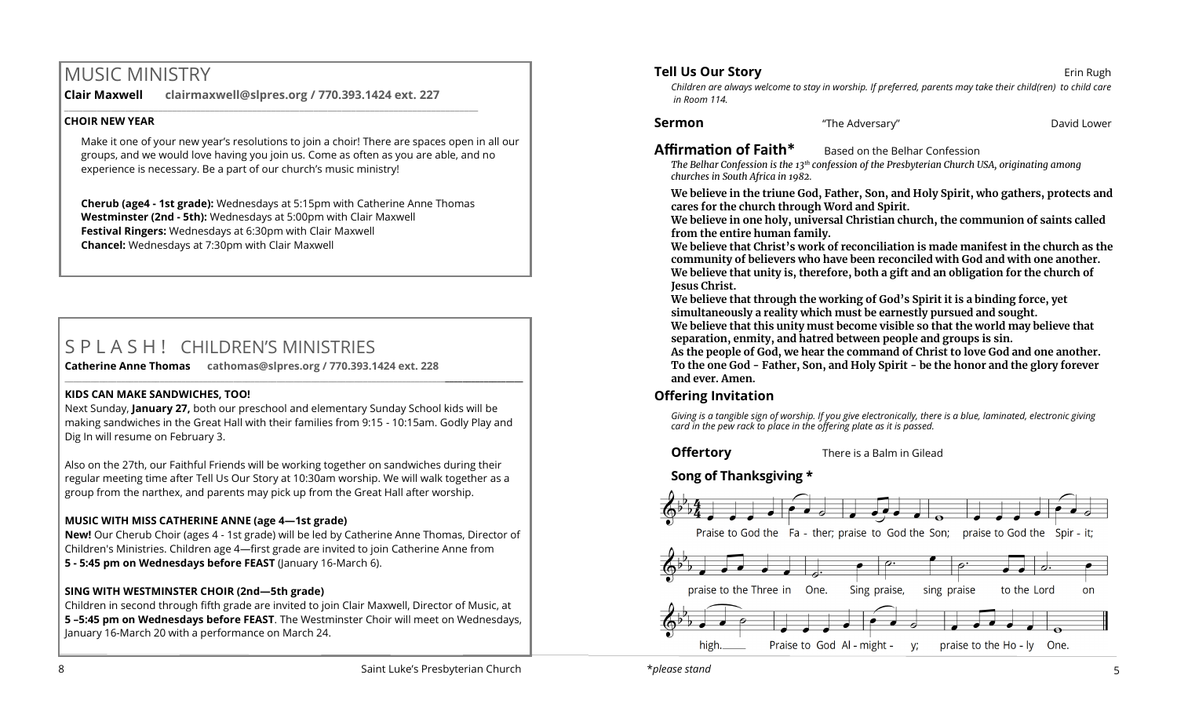## MUSIC MINISTRY

**Clair Maxwell** clairmaxwell@slpres.org / 770.393.1424 ext. 227

**CHOIR NEW YEAR**

Make it one of your new year's resolutions to join a choir! There are spaces open in all our groups, and we would love having you join us. Come as often as you are able, and no experience is necessary. Be a part of our church's music ministry!

**Cherub (age4 - 1st grade):** Wednesdays at 5:15pm with Catherine Anne Thomas
**Westminster (2nd - 5th):** Wednesdays at 5:00pm with Clair Maxwell
**Festival Ringers:** Wednesdays at 6:30pm with Clair Maxwell
**Chancel:** Wednesdays at 7:30pm with Clair Maxwell

## S P L A S H ! CHILDREN'S MINISTRIES

**Catherine Anne Thomas** cathomas@slpres.org / 770.393.1424 ext. 228

**KIDS CAN MAKE SANDWICHES, TOO!**

Next Sunday, **January 27,** both our preschool and elementary Sunday School kids will be making sandwiches in the Great Hall with their families from 9:15 - 10:15am. Godly Play and Dig In will resume on February 3.

Also on the 27th, our Faithful Friends will be working together on sandwiches during their regular meeting time after Tell Us Our Story at 10:30am worship. We will walk together as a group from the narthex, and parents may pick up from the Great Hall after worship.

**MUSIC WITH MISS CATHERINE ANNE (age 4—1st grade)**

**New!** Our Cherub Choir (ages 4 - 1st grade) will be led by Catherine Anne Thomas, Director of Children's Ministries. Children age 4—first grade are invited to join Catherine Anne from **5 - 5:45 pm on Wednesdays before FEAST** (January 16-March 6).

**SING WITH WESTMINSTER CHOIR (2nd—5th grade)**

Children in second through fifth grade are invited to join Clair Maxwell, Director of Music, at **5 –5:45 pm on Wednesdays before FEAST**. The Westminster Choir will meet on Wednesdays, January 16-March 20 with a performance on March 24.

**Tell Us Our Story** Erin Rugh

*Children are always welcome to stay in worship. If preferred, parents may take their child(ren) to child care in Room 114.*

**Sermon** "The Adversary" David Lower

**Affirmation of Faith*** Based on the Belhar Confession

*The Belhar Confession is the 13th confession of the Presbyterian Church USA, originating among churches in South Africa in 1982.*

**We believe in the triune God, Father, Son, and Holy Spirit, who gathers, protects and cares for the church through Word and Spirit.**
**We believe in one holy, universal Christian church, the communion of saints called from the entire human family.**
**We believe that Christ's work of reconciliation is made manifest in the church as the community of believers who have been reconciled with God and with one another.**
**We believe that unity is, therefore, both a gift and an obligation for the church of Jesus Christ.**
**We believe that through the working of God's Spirit it is a binding force, yet simultaneously a reality which must be earnestly pursued and sought.**
**We believe that this unity must become visible so that the world may believe that separation, enmity, and hatred between people and groups is sin.**
**As the people of God, we hear the command of Christ to love God and one another.**
**To the one God - Father, Son, and Holy Spirit - be the honor and the glory forever and ever. Amen.**

**Offering Invitation**

*Giving is a tangible sign of worship. If you give electronically, there is a blue, laminated, electronic giving card in the pew rack to place in the offering plate as it is passed.*

**Offertory** There is a Balm in Gilead

**Song of Thanksgiving ***

Praise to God the Father; praise to God the Son; praise to God the Spirit; praise to the Three in One. Sing praise, sing praise to the Lord on high. Praise to God Almighty; praise to the Holy One.

*please stand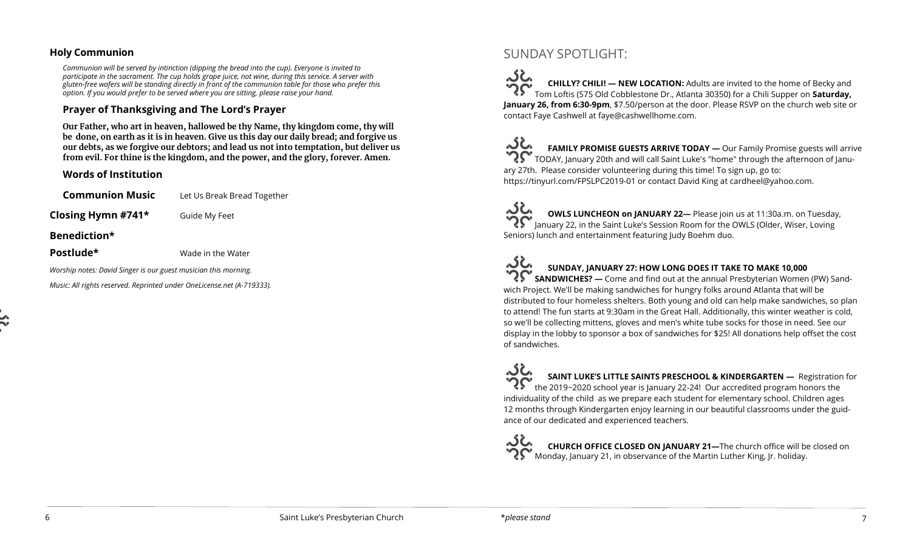## Holy Communion

*Communion will be served by intinction (dipping the bread into the cup). Everyone is invited to participate in the sacrament. The cup holds grape juice, not wine, during this service. A server with gluten-free wafers will be standing directly in front of the communion table for those who prefer this option. If you would prefer to be served where you are sitting, please raise your hand.*

### Prayer of Thanksgiving and The Lord's Prayer

**Our Father, who art in heaven, hallowed be thy Name, thy kingdom come, thy will be done, on earth as it is in heaven. Give us this day our daily bread; and forgive us our debts, as we forgive our debtors; and lead us not into temptation, but deliver us from evil. For thine is the kingdom, and the power, and the glory, forever. Amen.**

### Words of Institution

**Communion Music** Let Us Break Bread Together

**Closing Hymn #741*** Guide My Feet

**Benediction***

**Postlude*** Wade in the Water

*Worship notes: David Singer is our guest musician this morning.*

*Music: All rights reserved. Reprinted under OneLicense.net (A-719333).*

*\*please stand*

## SUNDAY SPOTLIGHT:

**CHILLY? CHILI! — NEW LOCATION:** Adults are invited to the home of Becky and Tom Loftis (575 Old Cobblestone Dr., Atlanta 30350) for a Chili Supper on **Saturday, January 26, from 6:30-9pm**, $7.50/person at the door. Please RSVP on the church web site or contact Faye Cashwell at faye@cashwellhome.com.

**FAMILY PROMISE GUESTS ARRIVE TODAY —** Our Family Promise guests will arrive TODAY, January 20th and will call Saint Luke's "home" through the afternoon of January 27th. Please consider volunteering during this time! To sign up, go to: https://tinyurl.com/FPSLPC2019-01 or contact David King at cardheel@yahoo.com.

**OWLS LUNCHEON on JANUARY 22—** Please join us at 11:30a.m. on Tuesday, January 22, in the Saint Luke's Session Room for the OWLS (Older, Wiser, Loving Seniors) lunch and entertainment featuring Judy Boehm duo.

**SUNDAY, JANUARY 27: HOW LONG DOES IT TAKE TO MAKE 10,000 SANDWICHES? —** Come and find out at the annual Presbyterian Women (PW) Sandwich Project. We'll be making sandwiches for hungry folks around Atlanta that will be distributed to four homeless shelters. Both young and old can help make sandwiches, so plan to attend! The fun starts at 9:30am in the Great Hall. Additionally, this winter weather is cold, so we'll be collecting mittens, gloves and men's white tube socks for those in need. See our display in the lobby to sponsor a box of sandwiches for $25! All donations help offset the cost of sandwiches.

**SAINT LUKE'S LITTLE SAINTS PRESCHOOL & KINDERGARTEN —** Registration for the 2019~2020 school year is January 22-24! Our accredited program honors the individuality of the child as we prepare each student for elementary school. Children ages 12 months through Kindergarten enjoy learning in our beautiful classrooms under the guidance of our dedicated and experienced teachers.

**CHURCH OFFICE CLOSED ON JANUARY 21—**The church office will be closed on Monday, January 21, in observance of the Martin Luther King, Jr. holiday.